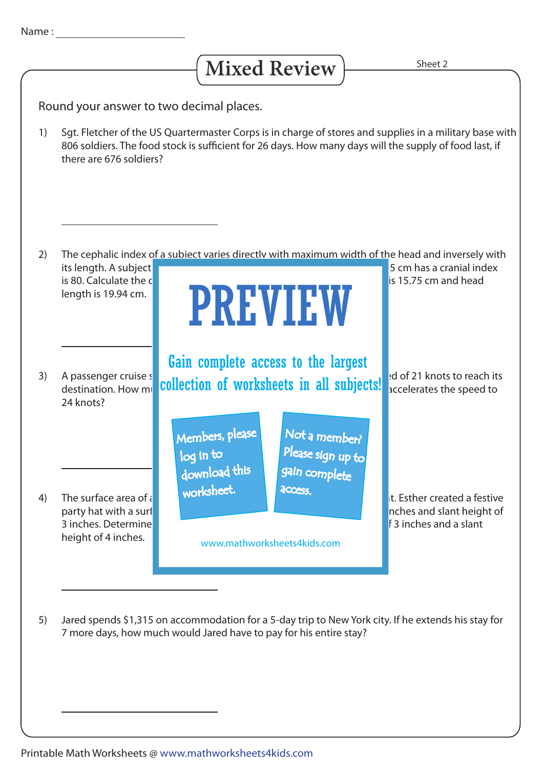Name : ____________________

# Mixed Review

Sheet 2

Round your answer to two decimal places.

1) Sgt. Fletcher of the US Quartermaster Corps is in charge of stores and supplies in a military base with 806 soldiers. The food stock is sufficient for 26 days. How many days will the supply of food last, if there are 676 soldiers?

____________________

2) The cephalic index of a subject varies directly with maximum width of the head and inversely with its length. A subject 5 cm has a cranial index is 80. Calculate the c is 15.75 cm and head length is 19.94 cm.

____________________

3) A passenger cruise s ed of 21 knots to reach its destination. How m accelerates the speed to 24 knots?

____________________

4) The surface area of a t. Esther created a festive party hat with a surf nches and slant height of 3 inches. Determine f 3 inches and a slant height of 4 inches.

____________________

PREVIEW

Gain complete access to the largest collection of worksheets in all subjects!

Members, please log in to download this worksheet.

Not a member? Please sign up to gain complete access.

www.mathworksheets4kids.com

5) Jared spends $1,315 on accommodation for a 5-day trip to New York city. If he extends his stay for 7 more days, how much would Jared have to pay for his entire stay?

____________________

Printable Math Worksheets @ www.mathworksheets4kids.com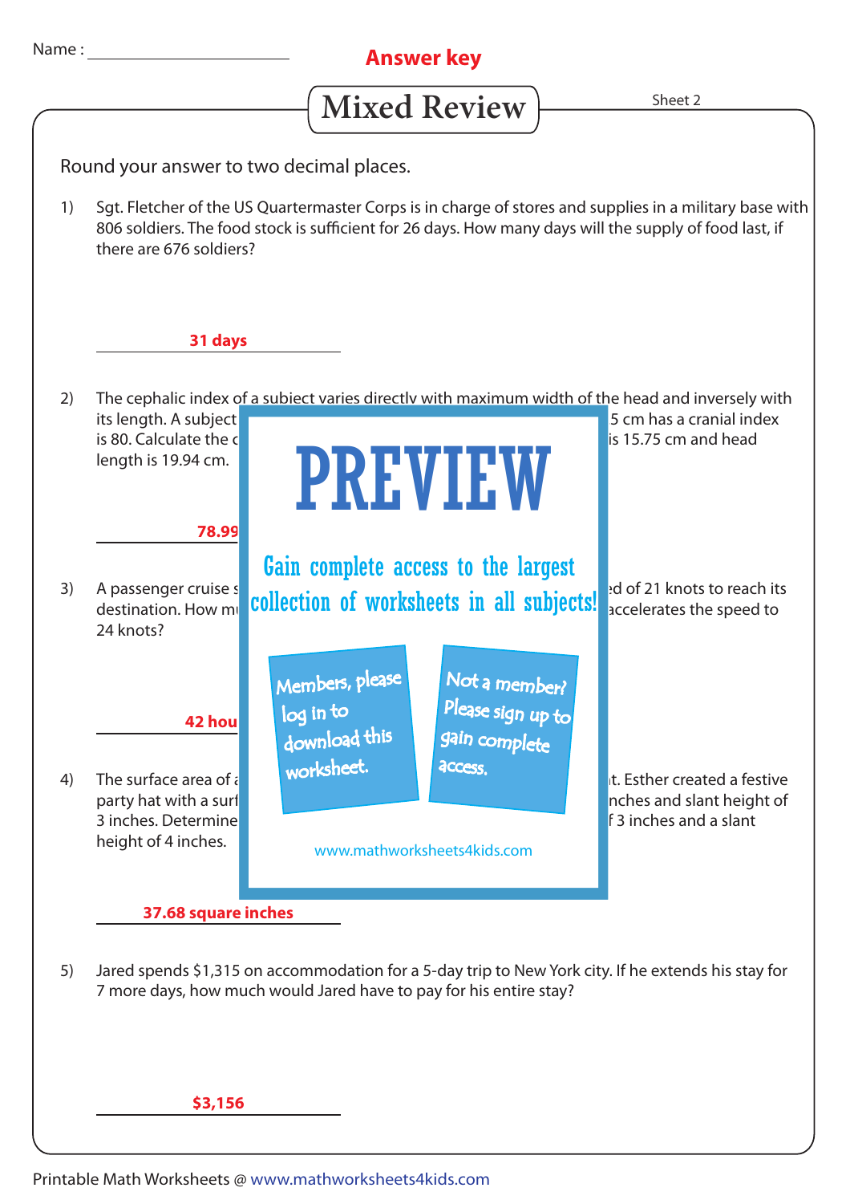Name : ________________________

**Answer key**

# Mixed Review

Sheet 2

Round your answer to two decimal places.

1) Sgt. Fletcher of the US Quartermaster Corps is in charge of stores and supplies in a military base with 806 soldiers. The food stock is sufficient for 26 days. How many days will the supply of food last, if there are 676 soldiers?

**31 days**

2) The cephalic index of a subject varies directly with maximum width of the head and inversely with its length. A subject 5 cm has a cranial index is 80. Calculate the c is 15.75 cm and head length is 19.94 cm.

**78.99**

PREVIEW

Gain complete access to the largest collection of worksheets in all subjects!

Members, please log in to download this worksheet.

Not a member? Please sign up to gain complete access.

www.mathworksheets4kids.com

3) A passenger cruise s ed of 21 knots to reach its destination. How m accelerates the speed to 24 knots?

**42 hou**

4) The surface area of a t. Esther created a festive party hat with a surf nches and slant height of 3 inches. Determine f 3 inches and a slant height of 4 inches.

**37.68 square inches**

5) Jared spends $1,315 on accommodation for a 5-day trip to New York city. If he extends his stay for 7 more days, how much would Jared have to pay for his entire stay?

**$3,156**

Printable Math Worksheets @ www.mathworksheets4kids.com